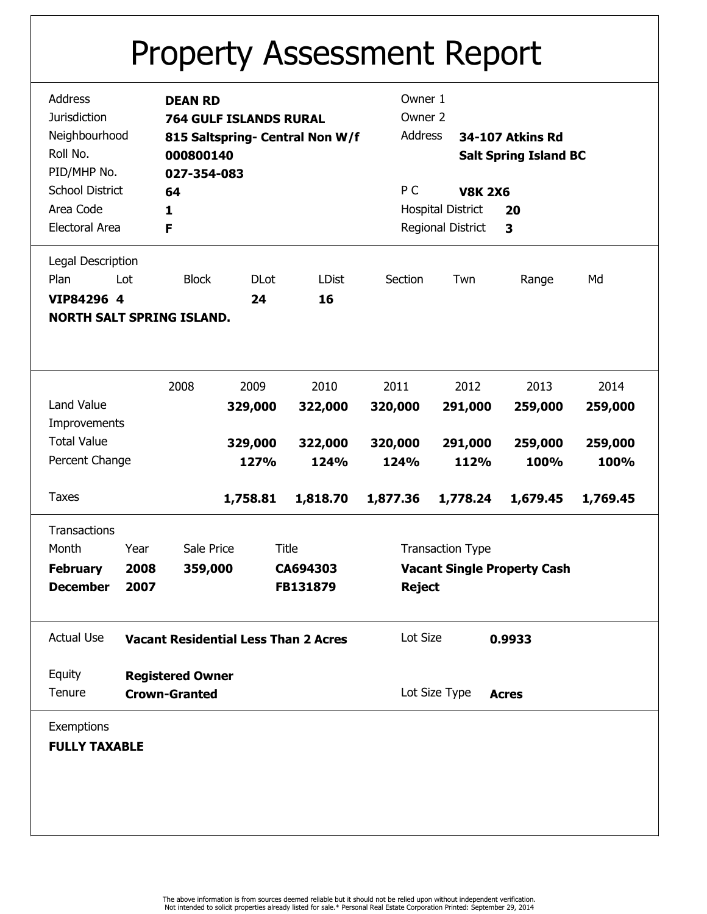# Property Assessment Report

| | | | |
|---|---|---|---|
| Address | **DEAN RD** | Owner 1 | |
| Jurisdiction | **764 GULF ISLANDS RURAL** | Owner 2 | |
| Neighbourhood | **815 Saltspring- Central Non W/f** | Address | **34-107 Atkins Rd** |
| Roll No. | **000800140** | | **Salt Spring Island BC** |
| PID/MHP No. | **027-354-083** | | |
| School District | **64** | P C | **V8K 2X6** |
| Area Code | **1** | Hospital District | **20** |
| Electoral Area | **F** | Regional District | **3** |

## Legal Description

| Plan | Lot | Block | DLot | LDist | Section | Twn | Range | Md |
|---|---|---|---|---|---|---|---|---|
| **VIP84296** | **4** | | **24** | **16** | | | | |

**NORTH SALT SPRING ISLAND.**

| | 2008 | 2009 | 2010 | 2011 | 2012 | 2013 | 2014 |
|---|---|---|---|---|---|---|---|
| Land Value | | **329,000** | **322,000** | **320,000** | **291,000** | **259,000** | **259,000** |
| Improvements | | | | | | | |
| Total Value | | **329,000** | **322,000** | **320,000** | **291,000** | **259,000** | **259,000** |
| Percent Change | | **127%** | **124%** | **124%** | **112%** | **100%** | **100%** |
| Taxes | | **1,758.81** | **1,818.70** | **1,877.36** | **1,778.24** | **1,679.45** | **1,769.45** |

## Transactions

| Month | Year | Sale Price | Title | Transaction Type |
|---|---|---|---|---|
| **February** | **2008** | **359,000** | **CA694303** | **Vacant Single Property Cash** |
| **December** | **2007** | | **FB131879** | **Reject** |

| | | | |
|---|---|---|---|
| Actual Use | **Vacant Residential Less Than 2 Acres** | Lot Size | **0.9933** |
| Equity | **Registered Owner** | | |
| Tenure | **Crown-Granted** | Lot Size Type | **Acres** |

## Exemptions

**FULLY TAXABLE**

The above information is from sources deemed reliable but it should not be relied upon without independent verification.
Not intended to solicit properties already listed for sale.* Personal Real Estate Corporation Printed: September 29, 2014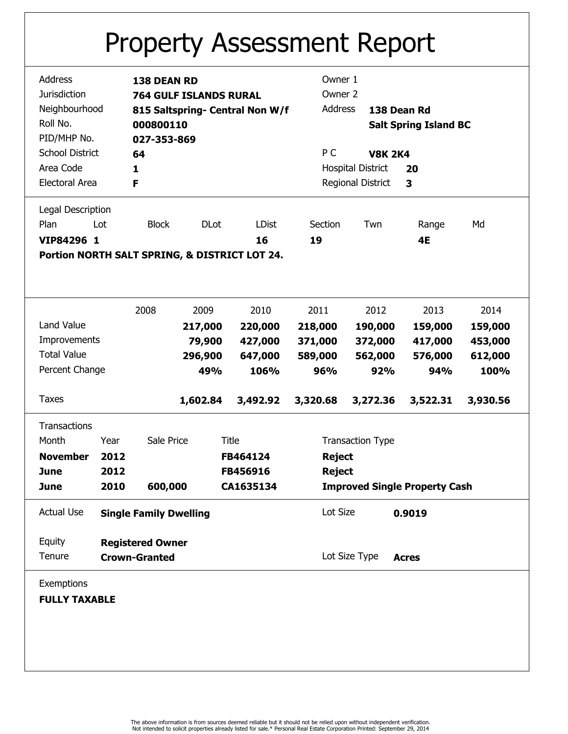# Property Assessment Report

| | | | |
|---|---|---|---|
| Address | **138 DEAN RD** | Owner 1 | |
| Jurisdiction | **764 GULF ISLANDS RURAL** | Owner 2 | |
| Neighbourhood | **815 Saltspring- Central Non W/f** | Address | **138 Dean Rd** |
| Roll No. | **000800110** | | **Salt Spring Island BC** |
| PID/MHP No. | **027-353-869** | | |
| School District | **64** | P C | **V8K 2K4** |
| Area Code | **1** | Hospital District | **20** |
| Electoral Area | **F** | Regional District | **3** |

Legal Description

| Plan | Lot | Block | DLot | LDist | Section | Twn | Range | Md |
|---|---|---|---|---|---|---|---|---|
| **VIP84296** | **1** | | | **16** | **19** | | **4E** | |

**Portion NORTH SALT SPRING, & DISTRICT LOT 24.**

| | 2008 | 2009 | 2010 | 2011 | 2012 | 2013 | 2014 |
|---|---|---|---|---|---|---|---|
| Land Value | | **217,000** | **220,000** | **218,000** | **190,000** | **159,000** | **159,000** |
| Improvements | | **79,900** | **427,000** | **371,000** | **372,000** | **417,000** | **453,000** |
| Total Value | | **296,900** | **647,000** | **589,000** | **562,000** | **576,000** | **612,000** |
| Percent Change | | **49%** | **106%** | **96%** | **92%** | **94%** | **100%** |
| Taxes | | **1,602.84** | **3,492.92** | **3,320.68** | **3,272.36** | **3,522.31** | **3,930.56** |

Transactions

| Month | Year | Sale Price | Title | Transaction Type |
|---|---|---|---|---|
| **November** | **2012** | | **FB464124** | **Reject** |
| **June** | **2012** | | **FB456916** | **Reject** |
| **June** | **2010** | **600,000** | **CA1635134** | **Improved Single Property Cash** |

| | | | |
|---|---|---|---|
| Actual Use | **Single Family Dwelling** | Lot Size | **0.9019** |
| Equity | **Registered Owner** | | |
| Tenure | **Crown-Granted** | Lot Size Type | **Acres** |

Exemptions

**FULLY TAXABLE**

The above information is from sources deemed reliable but it should not be relied upon without independent verification.
Not intended to solicit properties already listed for sale.* Personal Real Estate Corporation Printed: September 29, 2014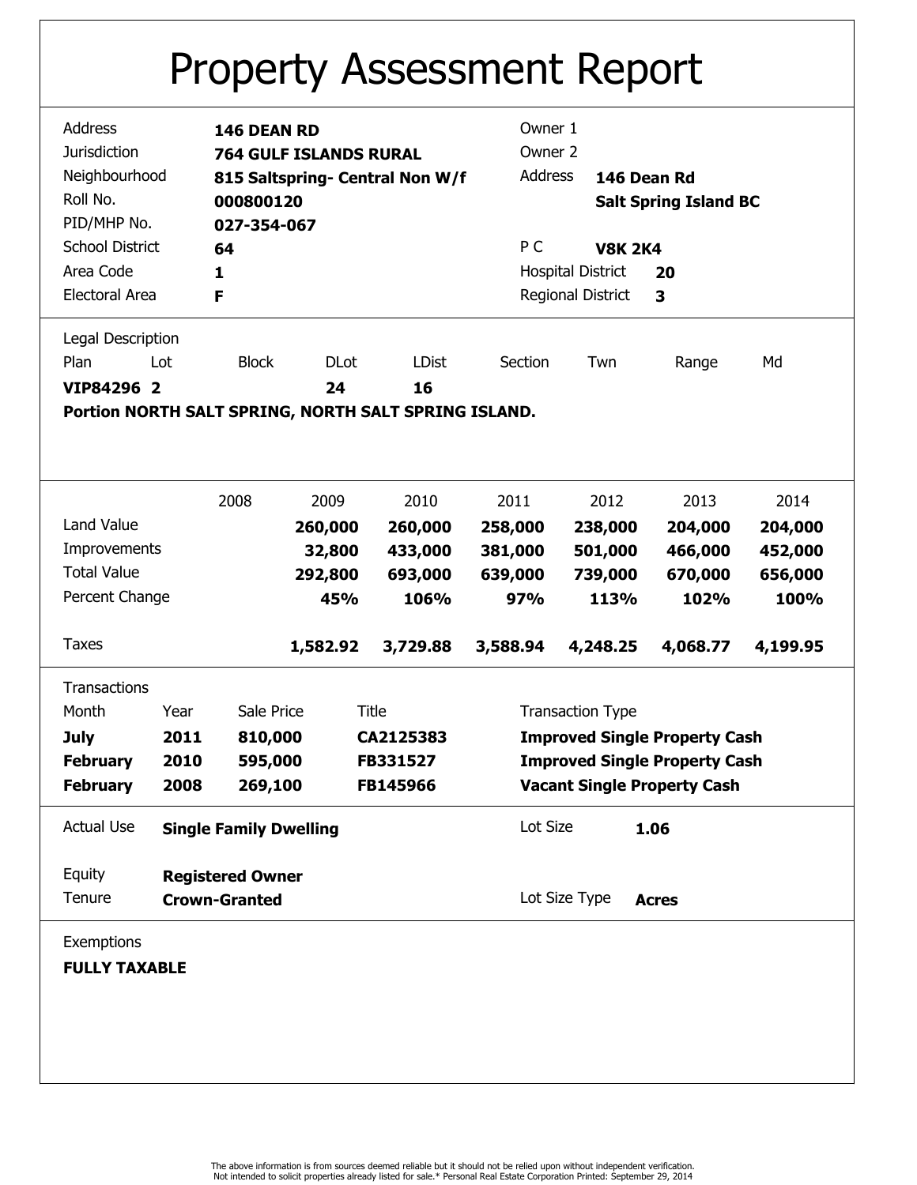# Property Assessment Report

| | | | |
|---|---|---|---|
| Address | **146 DEAN RD** | Owner 1 | |
| Jurisdiction | **764 GULF ISLANDS RURAL** | Owner 2 | |
| Neighbourhood | **815 Saltspring- Central Non W/f** | Address | **146 Dean Rd** |
| Roll No. | **000800120** | | **Salt Spring Island BC** |
| PID/MHP No. | **027-354-067** | | |
| School District | **64** | P C | **V8K 2K4** |
| Area Code | **1** | Hospital District | **20** |
| Electoral Area | **F** | Regional District | **3** |

Legal Description

| Plan | Lot | Block | DLot | LDist | Section | Twn | Range | Md |
|---|---|---|---|---|---|---|---|---|
| **VIP84296** | **2** | | **24** | **16** | | | | |

**Portion NORTH SALT SPRING, NORTH SALT SPRING ISLAND.**

| | 2008 | 2009 | 2010 | 2011 | 2012 | 2013 | 2014 |
|---|---|---|---|---|---|---|---|
| Land Value | | **260,000** | **260,000** | **258,000** | **238,000** | **204,000** | **204,000** |
| Improvements | | **32,800** | **433,000** | **381,000** | **501,000** | **466,000** | **452,000** |
| Total Value | | **292,800** | **693,000** | **639,000** | **739,000** | **670,000** | **656,000** |
| Percent Change | | **45%** | **106%** | **97%** | **113%** | **102%** | **100%** |
| Taxes | | **1,582.92** | **3,729.88** | **3,588.94** | **4,248.25** | **4,068.77** | **4,199.95** |

Transactions

| Month | Year | Sale Price | Title | Transaction Type |
|---|---|---|---|---|
| **July** | **2011** | **810,000** | **CA2125383** | **Improved Single Property Cash** |
| **February** | **2010** | **595,000** | **FB331527** | **Improved Single Property Cash** |
| **February** | **2008** | **269,100** | **FB145966** | **Vacant Single Property Cash** |

| | | | |
|---|---|---|---|
| Actual Use | **Single Family Dwelling** | Lot Size | **1.06** |
| Equity | **Registered Owner** | | |
| Tenure | **Crown-Granted** | Lot Size Type | **Acres** |

Exemptions

**FULLY TAXABLE**

The above information is from sources deemed reliable but it should not be relied upon without independent verification.
Not intended to solicit properties already listed for sale.* Personal Real Estate Corporation Printed: September 29, 2014